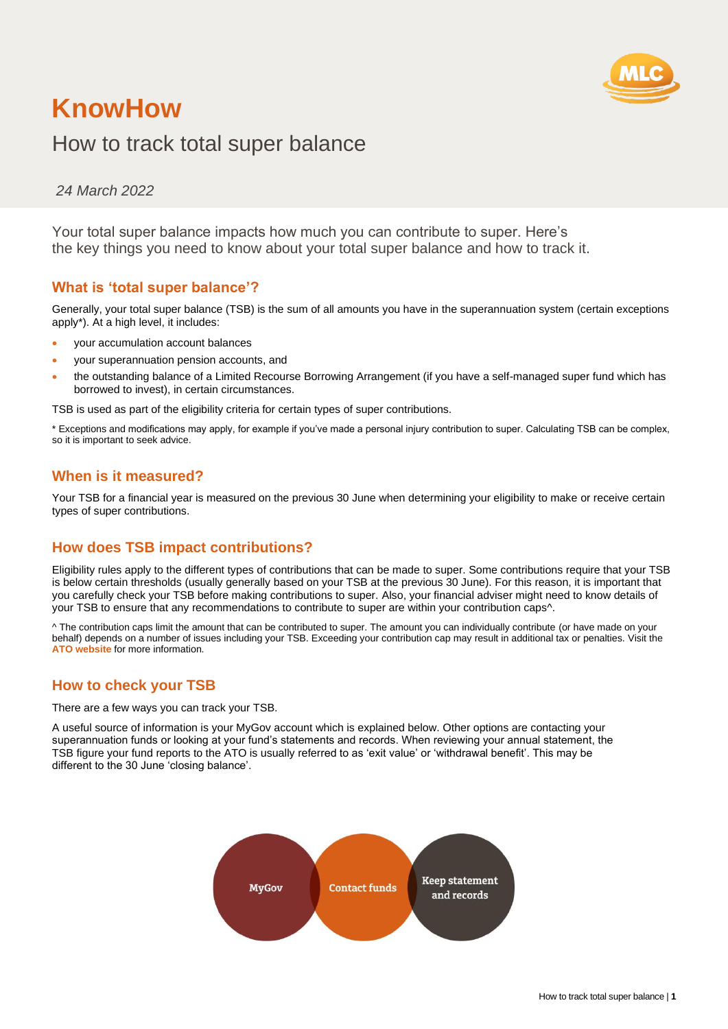# KnowHow

## How to track total super balance

*24 March 2022*

Your total super balance impacts how much you can contribute to super. Here's the key things you need to know about your total super balance and how to track it.

### What is 'total super balance'?

Generally, your total super balance (TSB) is the sum of all amounts you have in the superannuation system (certain exceptions apply*). At a high level, it includes:

- your accumulation account balances
- your superannuation pension accounts, and
- the outstanding balance of a Limited Recourse Borrowing Arrangement (if you have a self-managed super fund which has borrowed to invest), in certain circumstances.

TSB is used as part of the eligibility criteria for certain types of super contributions.

* Exceptions and modifications may apply, for example if you've made a personal injury contribution to super. Calculating TSB can be complex, so it is important to seek advice.

### When is it measured?

Your TSB for a financial year is measured on the previous 30 June when determining your eligibility to make or receive certain types of super contributions.

### How does TSB impact contributions?

Eligibility rules apply to the different types of contributions that can be made to super. Some contributions require that your TSB is below certain thresholds (usually generally based on your TSB at the previous 30 June). For this reason, it is important that you carefully check your TSB before making contributions to super. Also, your financial adviser might need to know details of your TSB to ensure that any recommendations to contribute to super are within your contribution caps^.

^ The contribution caps limit the amount that can be contributed to super. The amount you can individually contribute (or have made on your behalf) depends on a number of issues including your TSB. Exceeding your contribution cap may result in additional tax or penalties. Visit the **ATO website** for more information.

### How to check your TSB

There are a few ways you can track your TSB.

A useful source of information is your MyGov account which is explained below. Other options are contacting your superannuation funds or looking at your fund's statements and records. When reviewing your annual statement, the TSB figure your fund reports to the ATO is usually referred to as 'exit value' or 'withdrawal benefit'. This may be different to the 30 June 'closing balance'.

MyGov | Contact funds | Keep statement and records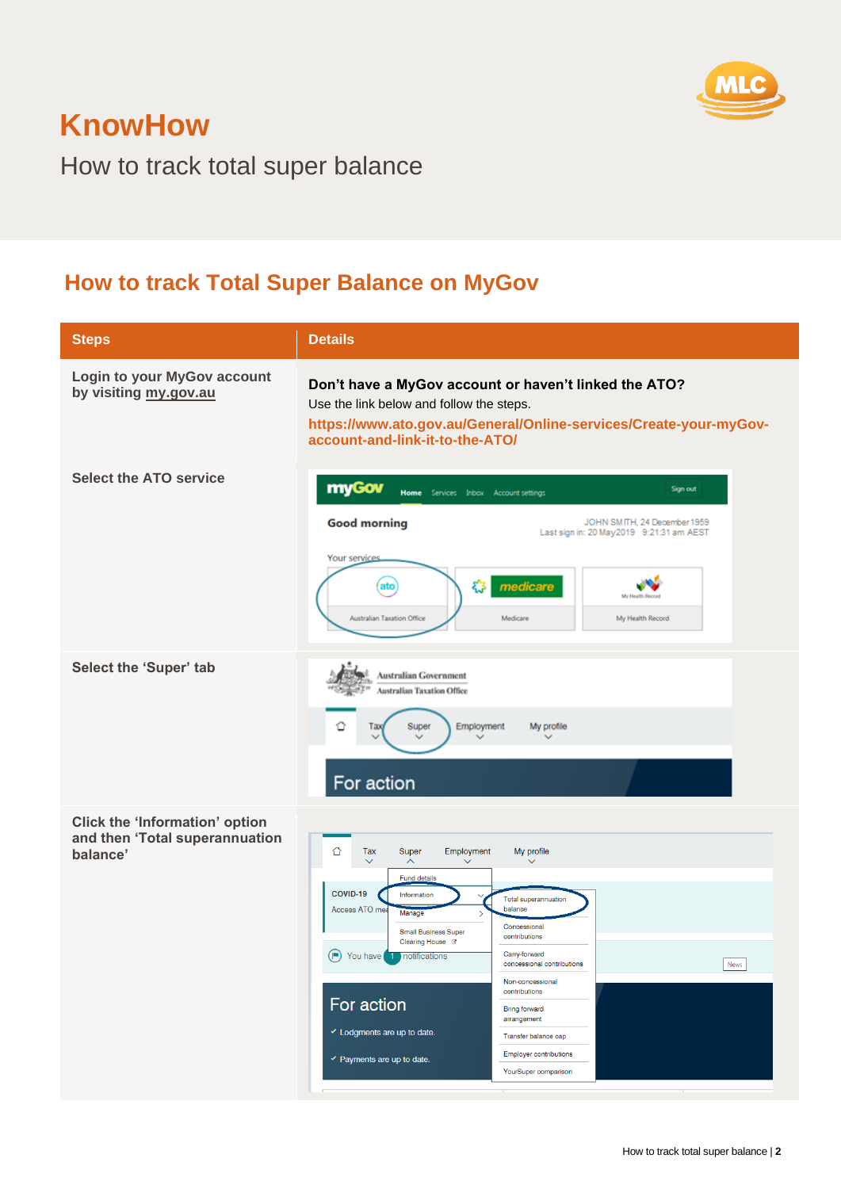# KnowHow

How to track total super balance

## How to track Total Super Balance on MyGov

| Steps | Details |
| --- | --- |
| Login to your MyGov account by visiting my.gov.au | **Don't have a MyGov account or haven't linked the ATO?** Use the link below and follow the steps. **https://www.ato.gov.au/General/Online-services/Create-your-myGov-account-and-link-it-to-the-ATO/** |
| Select the ATO service | |
| Select the 'Super' tab | |
| Click the 'Information' option and then 'Total superannuation balance' | |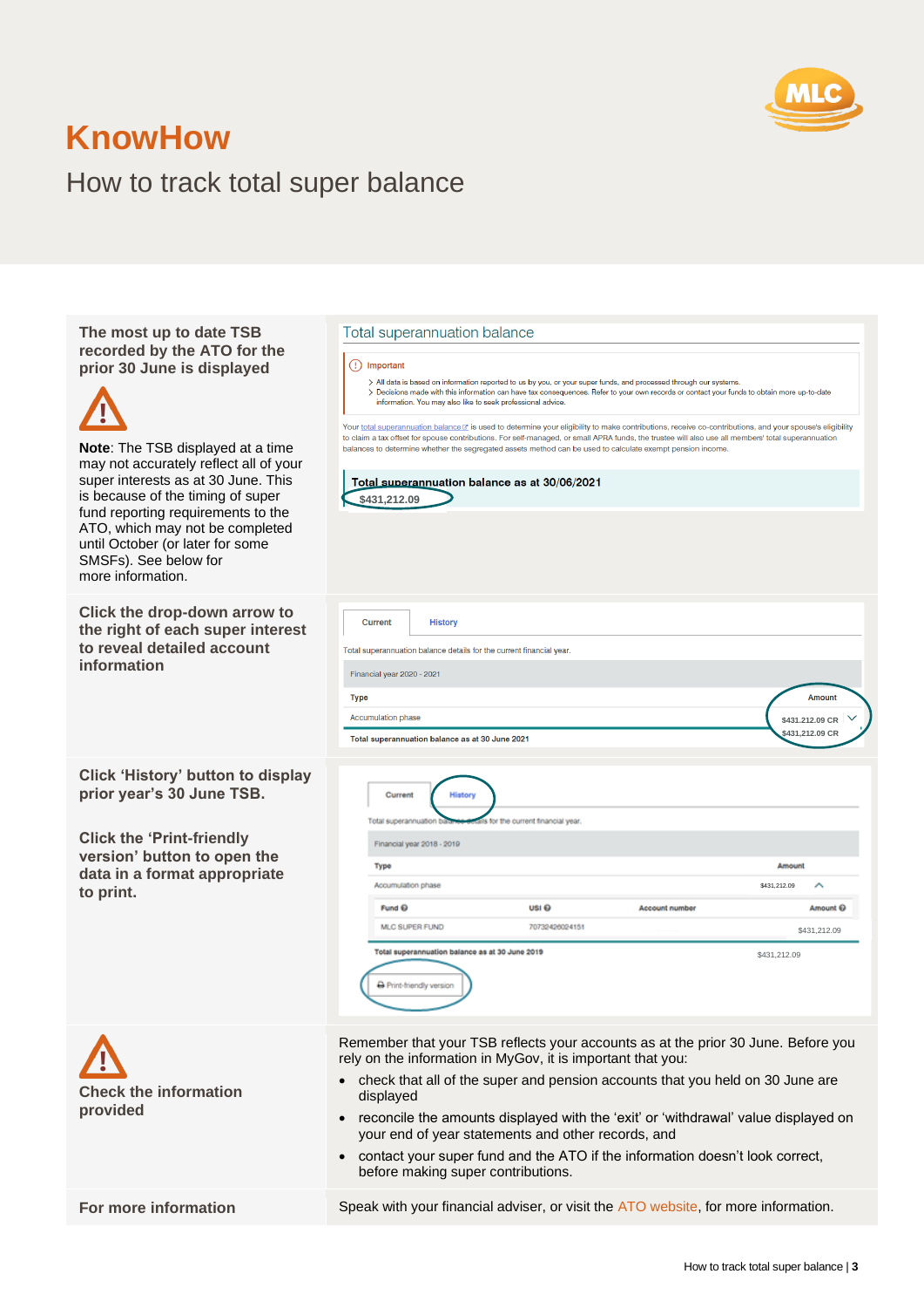# KnowHow

## How to track total super balance

**The most up to date TSB recorded by the ATO for the prior 30 June is displayed**

**Note**: The TSB displayed at a time may not accurately reflect all of your super interests as at 30 June. This is because of the timing of super fund reporting requirements to the ATO, which may not be completed until October (or later for some SMSFs). See below for more information.

Total superannuation balance

Important

- All data is based on information reported to us by you, or your super funds, and processed through our systems.
- Decisions made with this information can have tax consequences. Refer to your own records or contact your funds to obtain more up-to-date information. You may also like to seek professional advice.

Your total superannuation balance is used to determine your eligibility to make contributions, receive co-contributions, and your spouse's eligibility to claim a tax offset for spouse contributions. For self-managed, or small APRA funds, the trustee will also use all members' total superannuation balances to determine whether the segregated assets method can be used to calculate exempt pension income.

**Total superannuation balance as at 30/06/2021**
$431,212.09

**Click the drop-down arrow to the right of each super interest to reveal detailed account information**

Current | History

Total superannuation balance details for the current financial year.

Financial year 2020 - 2021

| Type | Amount |
|---|---|
| Accumulation phase | $431,212.09 CR |
| **Total superannuation balance as at 30 June 2021** | $431,212.09 CR |

**Click 'History' button to display prior year's 30 June TSB.**

**Click the 'Print-friendly version' button to open the data in a format appropriate to print.**

Current | History

Total superannuation balance details for the current financial year.

Financial year 2018 - 2019

| Type | | | Amount |
|---|---|---|---|
| Accumulation phase | | | $431,212.09 |
| Fund | USI | Account number | Amount |
| MLC SUPER FUND | 70732426024151 | | $431,212.09 |
| **Total superannuation balance as at 30 June 2019** | | | $431,212.09 |

Print-friendly version

**Check the information provided**

Remember that your TSB reflects your accounts as at the prior 30 June. Before you rely on the information in MyGov, it is important that you:

- check that all of the super and pension accounts that you held on 30 June are displayed
- reconcile the amounts displayed with the 'exit' or 'withdrawal' value displayed on your end of year statements and other records, and
- contact your super fund and the ATO if the information doesn't look correct, before making super contributions.

**For more information**

Speak with your financial adviser, or visit the ATO website, for more information.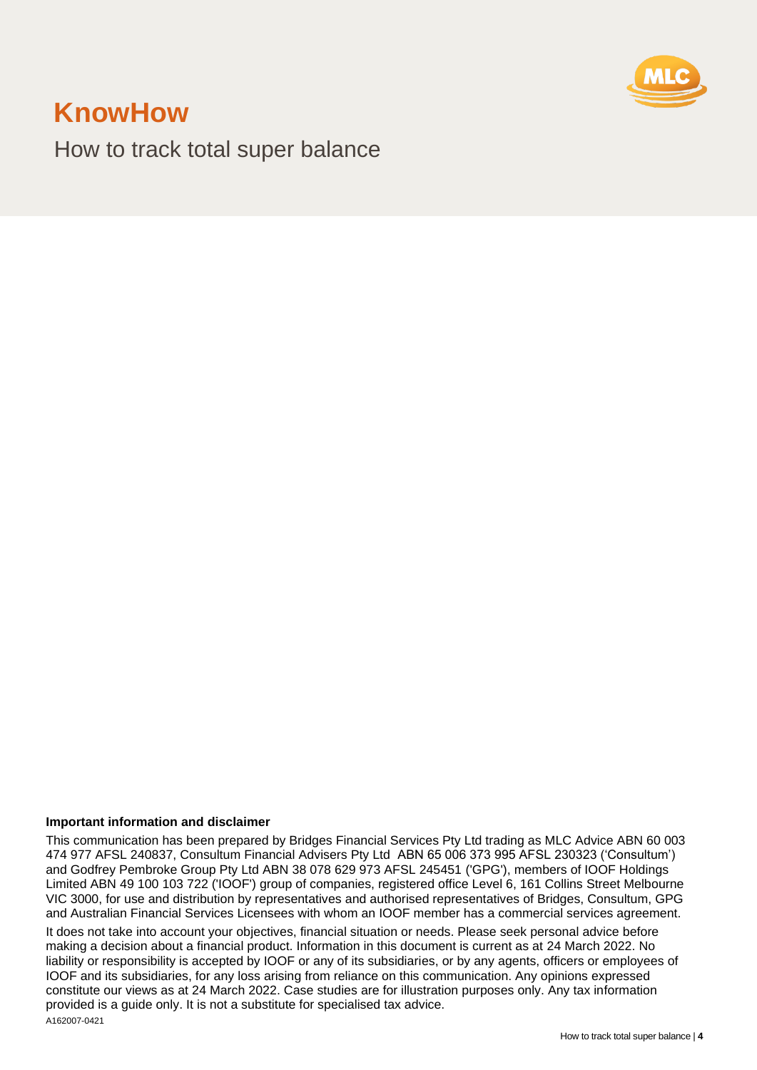# KnowHow

How to track total super balance

**Important information and disclaimer**

This communication has been prepared by Bridges Financial Services Pty Ltd trading as MLC Advice ABN 60 003 474 977 AFSL 240837, Consultum Financial Advisers Pty Ltd ABN 65 006 373 995 AFSL 230323 ('Consultum') and Godfrey Pembroke Group Pty Ltd ABN 38 078 629 973 AFSL 245451 ('GPG'), members of IOOF Holdings Limited ABN 49 100 103 722 ('IOOF') group of companies, registered office Level 6, 161 Collins Street Melbourne VIC 3000, for use and distribution by representatives and authorised representatives of Bridges, Consultum, GPG and Australian Financial Services Licensees with whom an IOOF member has a commercial services agreement.

It does not take into account your objectives, financial situation or needs. Please seek personal advice before making a decision about a financial product. Information in this document is current as at 24 March 2022. No liability or responsibility is accepted by IOOF or any of its subsidiaries, or by any agents, officers or employees of IOOF and its subsidiaries, for any loss arising from reliance on this communication. Any opinions expressed constitute our views as at 24 March 2022. Case studies are for illustration purposes only. Any tax information provided is a guide only. It is not a substitute for specialised tax advice.

A162007-0421